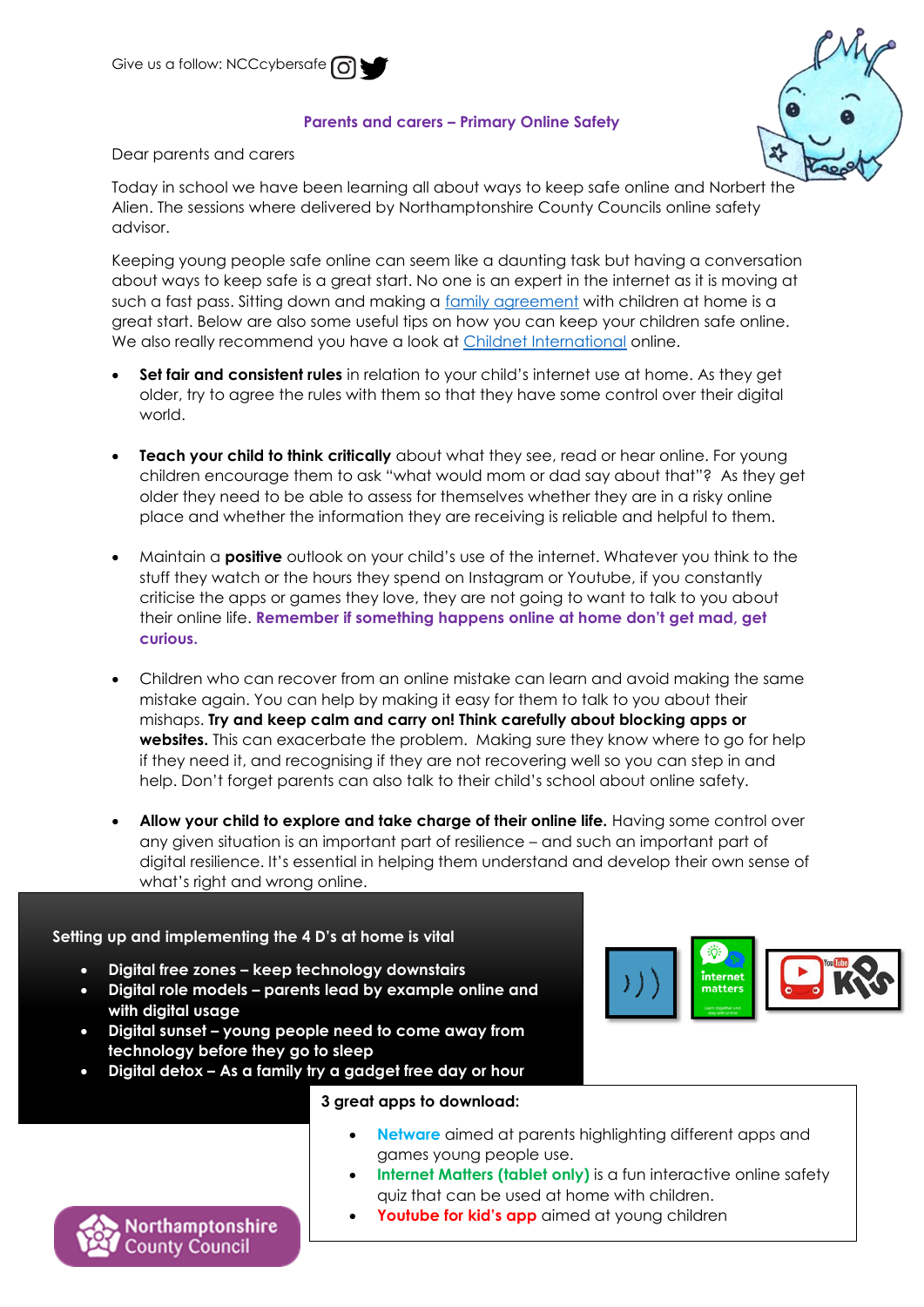Give us a follow: NCCcybersafe

## Parents and carers – Primary Online Safety

Dear parents and carers

Today in school we have been learning all about ways to keep safe online and Norbert the Alien. The sessions where delivered by Northamptonshire County Councils online safety advisor.

Keeping young people safe online can seem like a daunting task but having a conversation about ways to keep safe is a great start. No one is an expert in the internet as it is moving at such a fast pass. Sitting down and making a family agreement with children at home is a great start. Below are also some useful tips on how you can keep your children safe online. We also really recommend you have a look at Childnet International online.

- **Set fair and consistent rules** in relation to your child's internet use at home. As they get older, try to agree the rules with them so that they have some control over their digital world.

- **Teach your child to think critically** about what they see, read or hear online. For young children encourage them to ask "what would mom or dad say about that"? As they get older they need to be able to assess for themselves whether they are in a risky online place and whether the information they are receiving is reliable and helpful to them.

- Maintain a **positive** outlook on your child's use of the internet. Whatever you think to the stuff they watch or the hours they spend on Instagram or Youtube, if you constantly criticise the apps or games they love, they are not going to want to talk to you about their online life. **Remember if something happens online at home don't get mad, get curious.**

- Children who can recover from an online mistake can learn and avoid making the same mistake again. You can help by making it easy for them to talk to you about their mishaps. **Try and keep calm and carry on! Think carefully about blocking apps or websites.** This can exacerbate the problem. Making sure they know where to go for help if they need it, and recognising if they are not recovering well so you can step in and help. Don't forget parents can also talk to their child's school about online safety.

- **Allow your child to explore and take charge of their online life.** Having some control over any given situation is an important part of resilience – and such an important part of digital resilience. It's essential in helping them understand and develop their own sense of what's right and wrong online.

**Setting up and implementing the 4 D's at home is vital**

- **Digital free zones – keep technology downstairs**
- **Digital role models – parents lead by example online and with digital usage**
- **Digital sunset – young people need to come away from technology before they go to sleep**
- **Digital detox – As a family try a gadget free day or hour**

**3 great apps to download:**

- **Netware** aimed at parents highlighting different apps and games young people use.
- **Internet Matters (tablet only)** is a fun interactive online safety quiz that can be used at home with children.
- **Youtube for kid's app** aimed at young children

Northamptonshire County Council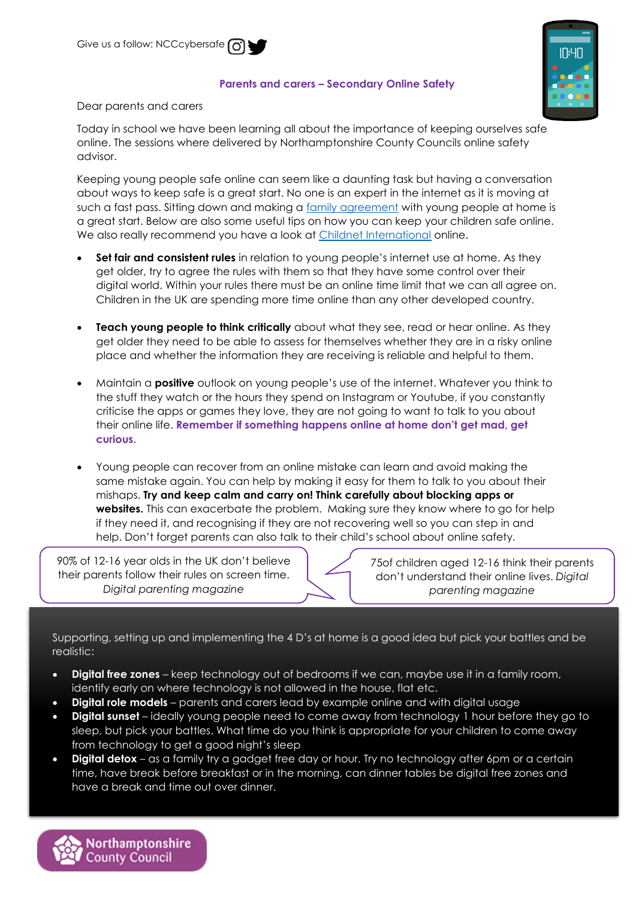Give us a follow: NCCcybersafe

**Parents and carers – Secondary Online Safety**

Dear parents and carers

Today in school we have been learning all about the importance of keeping ourselves safe online. The sessions where delivered by Northamptonshire County Councils online safety advisor.

Keeping young people safe online can seem like a daunting task but having a conversation about ways to keep safe is a great start. No one is an expert in the internet as it is moving at such a fast pass. Sitting down and making a family agreement with young people at home is a great start. Below are also some useful tips on how you can keep your children safe online. We also really recommend you have a look at Childnet International online.

- **Set fair and consistent rules** in relation to young people's internet use at home. As they get older, try to agree the rules with them so that they have some control over their digital world. Within your rules there must be an online time limit that we can all agree on. Children in the UK are spending more time online than any other developed country.

- **Teach young people to think critically** about what they see, read or hear online. As they get older they need to be able to assess for themselves whether they are in a risky online place and whether the information they are receiving is reliable and helpful to them.

- Maintain a **positive** outlook on young people's use of the internet. Whatever you think to the stuff they watch or the hours they spend on Instagram or Youtube, if you constantly criticise the apps or games they love, they are not going to want to talk to you about their online life. **Remember if something happens online at home don't get mad, get curious.**

- Young people can recover from an online mistake can learn and avoid making the same mistake again. You can help by making it easy for them to talk to you about their mishaps. **Try and keep calm and carry on! Think carefully about blocking apps or websites.** This can exacerbate the problem. Making sure they know where to go for help if they need it, and recognising if they are not recovering well so you can step in and help. Don't forget parents can also talk to their child's school about online safety.

90% of 12-16 year olds in the UK don't believe their parents follow their rules on screen time. *Digital parenting magazine*

75of children aged 12-16 think their parents don't understand their online lives. *Digital parenting magazine*

Supporting, setting up and implementing the 4 D's at home is a good idea but pick your battles and be realistic:

- **Digital free zones** – keep technology out of bedrooms if we can, maybe use it in a family room, identify early on where technology is not allowed in the house, flat etc.
- **Digital role models** – parents and carers lead by example online and with digital usage
- **Digital sunset** – ideally young people need to come away from technology 1 hour before they go to sleep, but pick your battles. What time do you think is appropriate for your children to come away from technology to get a good night's sleep
- **Digital detox** – as a family try a gadget free day or hour. Try no technology after 6pm or a certain time, have break before breakfast or in the morning, can dinner tables be digital free zones and have a break and time out over dinner.

Northamptonshire County Council